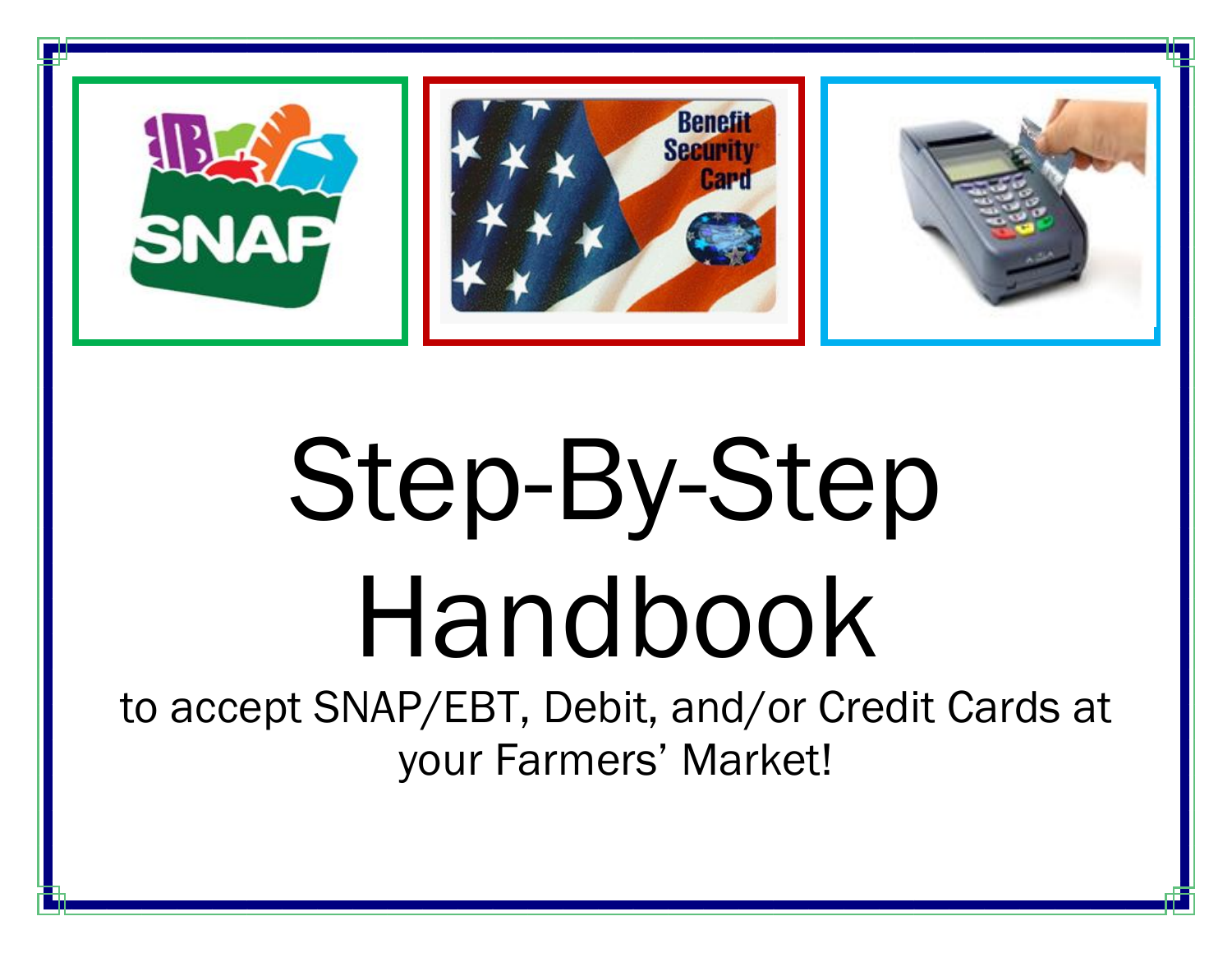# Step-By-Step Handbook

to accept SNAP/EBT, Debit, and/or Credit Cards at your Farmers' Market!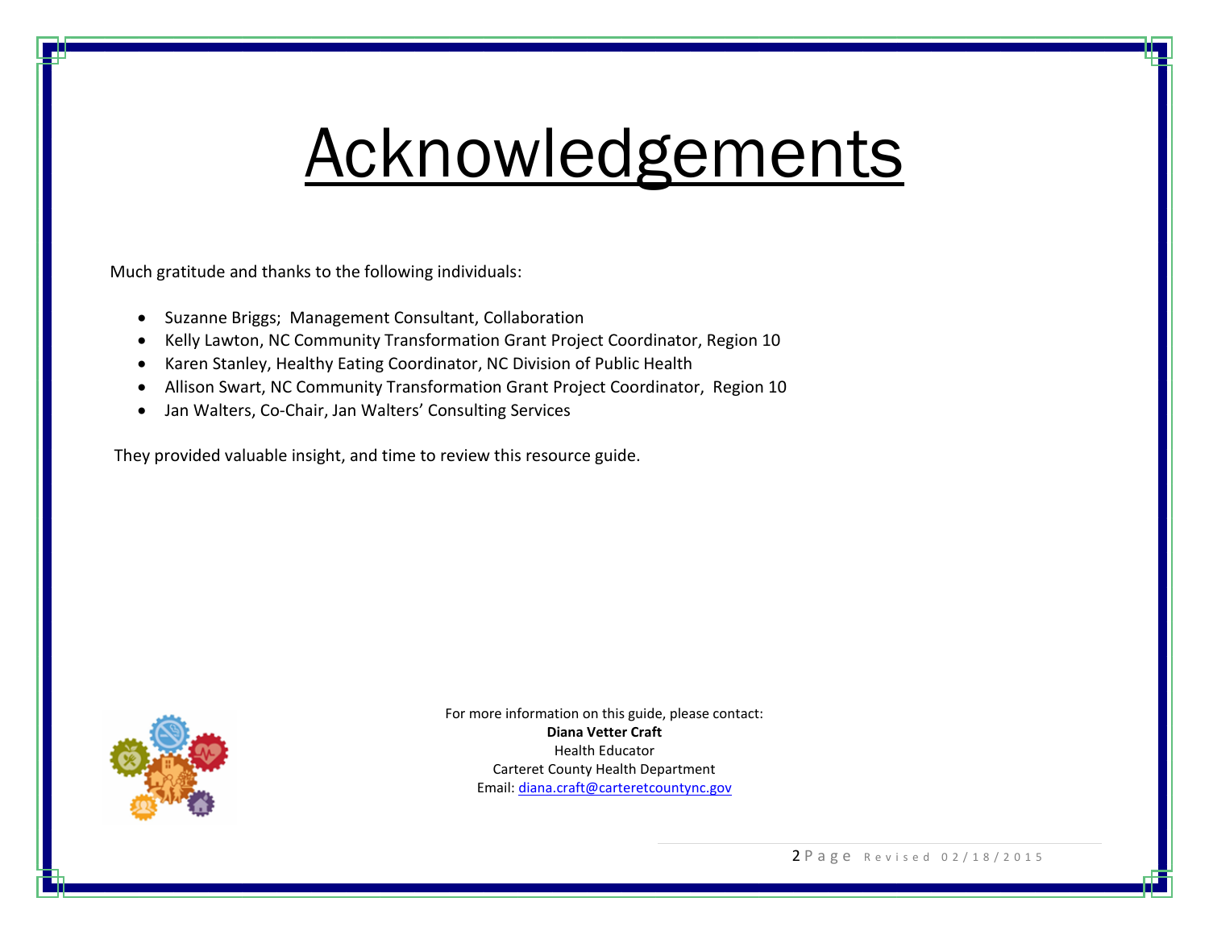# Acknowledgements

Much gratitude and thanks to the following individuals:

- Suzanne Briggs; Management Consultant, Collaboration
- Kelly Lawton, NC Community Transformation Grant Project Coordinator, Region 10
- Karen Stanley, Healthy Eating Coordinator, NC Division of Public Health
- Allison Swart, NC Community Transformation Grant Project Coordinator, Region 10
- Jan Walters, Co-Chair, Jan Walters' Consulting Services

They provided valuable insight, and time to review this resource guide.

For more information on this guide, please contact:
**Diana Vetter Craft**
Health Educator
Carteret County Health Department
Email: diana.craft@carteretcountync.gov

Revised 02/18/2015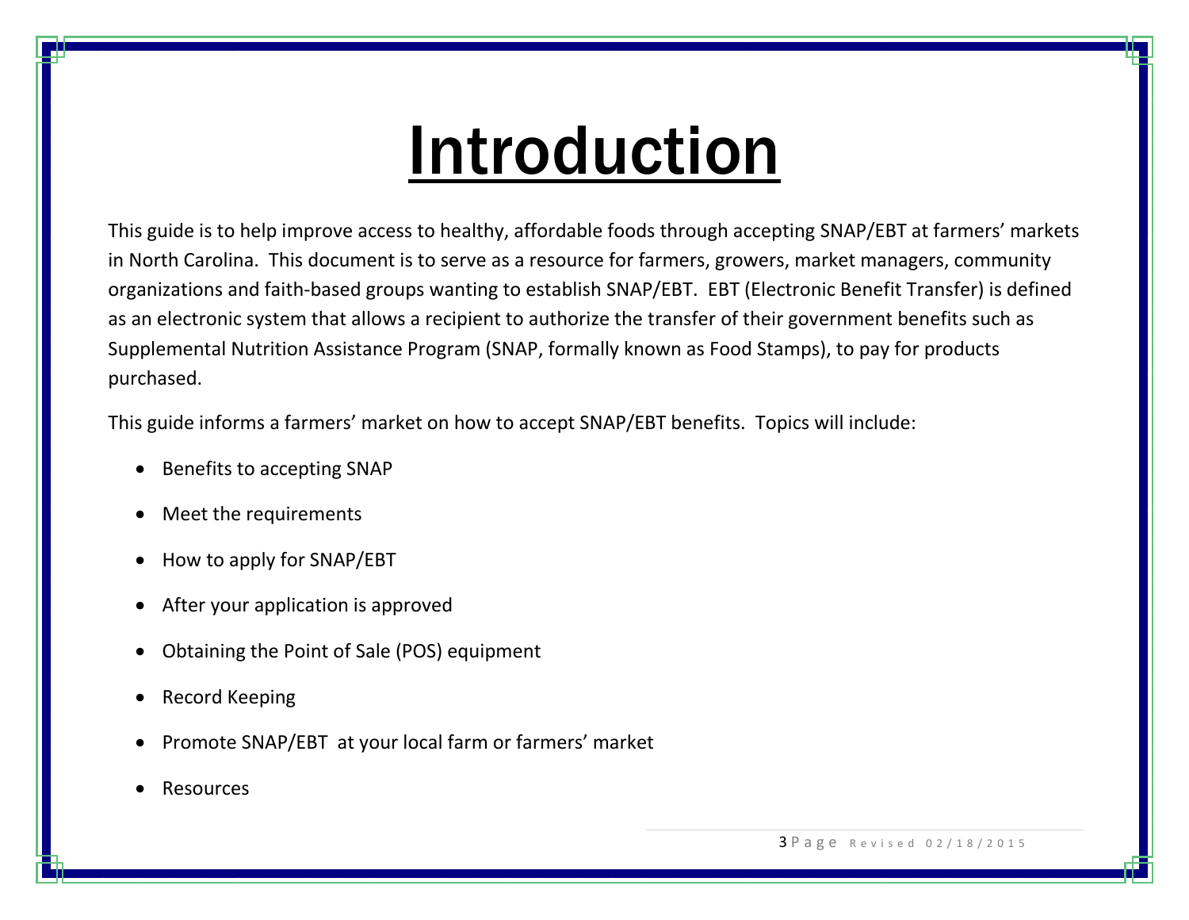# Introduction

This guide is to help improve access to healthy, affordable foods through accepting SNAP/EBT at farmers' markets in North Carolina. This document is to serve as a resource for farmers, growers, market managers, community organizations and faith-based groups wanting to establish SNAP/EBT. EBT (Electronic Benefit Transfer) is defined as an electronic system that allows a recipient to authorize the transfer of their government benefits such as Supplemental Nutrition Assistance Program (SNAP, formally known as Food Stamps), to pay for products purchased.

This guide informs a farmers' market on how to accept SNAP/EBT benefits. Topics will include:

- Benefits to accepting SNAP
- Meet the requirements
- How to apply for SNAP/EBT
- After your application is approved
- Obtaining the Point of Sale (POS) equipment
- Record Keeping
- Promote SNAP/EBT at your local farm or farmers' market
- Resources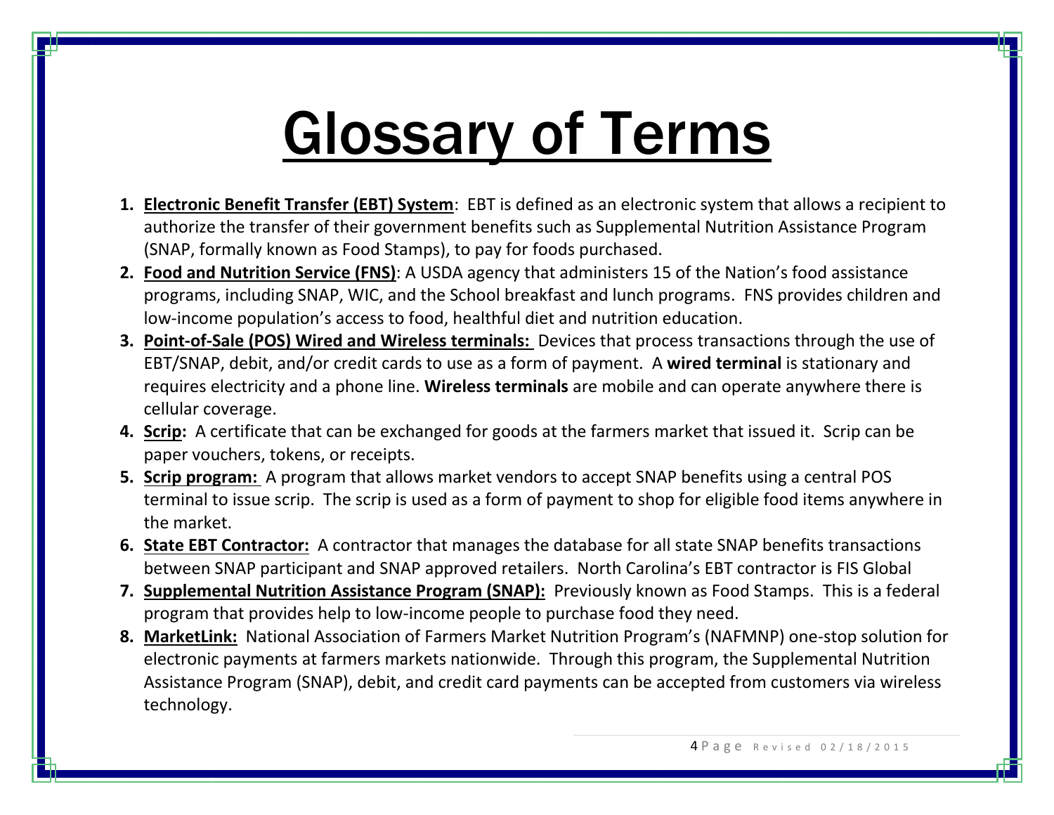# Glossary of Terms

1. **Electronic Benefit Transfer (EBT) System**: EBT is defined as an electronic system that allows a recipient to authorize the transfer of their government benefits such as Supplemental Nutrition Assistance Program (SNAP, formally known as Food Stamps), to pay for foods purchased.
2. **Food and Nutrition Service (FNS)**: A USDA agency that administers 15 of the Nation's food assistance programs, including SNAP, WIC, and the School breakfast and lunch programs. FNS provides children and low-income population's access to food, healthful diet and nutrition education.
3. **Point-of-Sale (POS) Wired and Wireless terminals:** Devices that process transactions through the use of EBT/SNAP, debit, and/or credit cards to use as a form of payment. A **wired terminal** is stationary and requires electricity and a phone line. **Wireless terminals** are mobile and can operate anywhere there is cellular coverage.
4. **Scrip:** A certificate that can be exchanged for goods at the farmers market that issued it. Scrip can be paper vouchers, tokens, or receipts.
5. **Scrip program:** A program that allows market vendors to accept SNAP benefits using a central POS terminal to issue scrip. The scrip is used as a form of payment to shop for eligible food items anywhere in the market.
6. **State EBT Contractor:** A contractor that manages the database for all state SNAP benefits transactions between SNAP participant and SNAP approved retailers. North Carolina's EBT contractor is FIS Global
7. **Supplemental Nutrition Assistance Program (SNAP):** Previously known as Food Stamps. This is a federal program that provides help to low-income people to purchase food they need.
8. **MarketLink:** National Association of Farmers Market Nutrition Program's (NAFMNP) one-stop solution for electronic payments at farmers markets nationwide. Through this program, the Supplemental Nutrition Assistance Program (SNAP), debit, and credit card payments can be accepted from customers via wireless technology.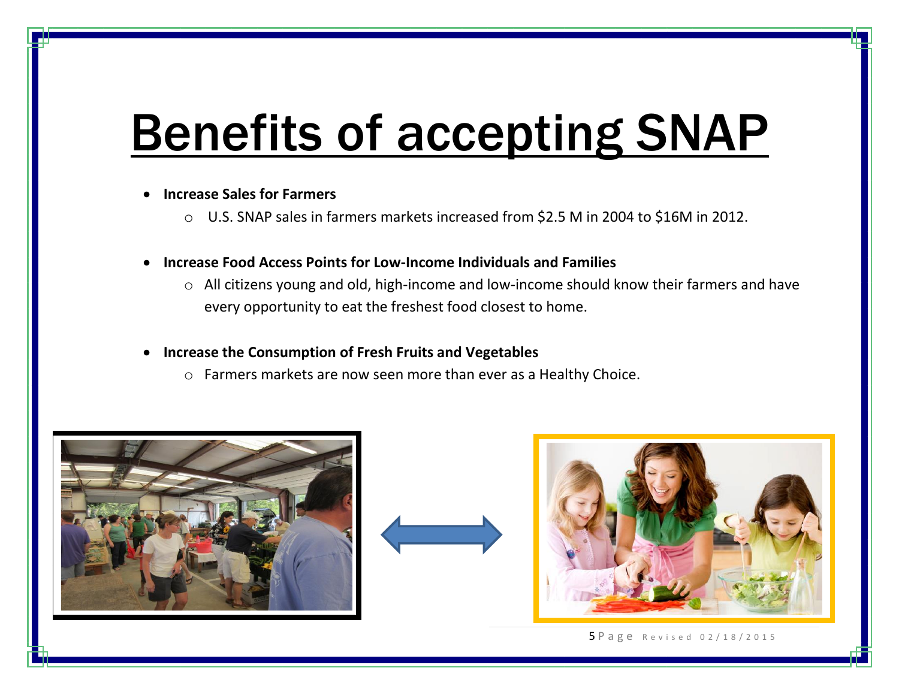# Benefits of accepting SNAP

- **Increase Sales for Farmers**
  - U.S. SNAP sales in farmers markets increased from $2.5 M in 2004 to $16M in 2012.
- **Increase Food Access Points for Low-Income Individuals and Families**
  - All citizens young and old, high-income and low-income should know their farmers and have every opportunity to eat the freshest food closest to home.
- **Increase the Consumption of Fresh Fruits and Vegetables**
  - Farmers markets are now seen more than ever as a Healthy Choice.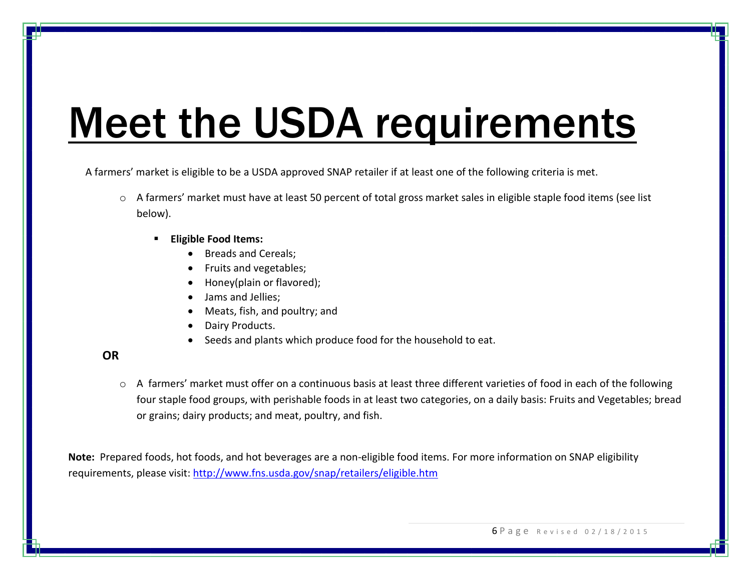# Meet the USDA requirements

A farmers' market is eligible to be a USDA approved SNAP retailer if at least one of the following criteria is met.

- A farmers' market must have at least 50 percent of total gross market sales in eligible staple food items (see list below).
  - **Eligible Food Items:**
    - Breads and Cereals;
    - Fruits and vegetables;
    - Honey(plain or flavored);
    - Jams and Jellies;
    - Meats, fish, and poultry; and
    - Dairy Products.
    - Seeds and plants which produce food for the household to eat.

**OR**

- A farmers' market must offer on a continuous basis at least three different varieties of food in each of the following four staple food groups, with perishable foods in at least two categories, on a daily basis: Fruits and Vegetables; bread or grains; dairy products; and meat, poultry, and fish.

**Note:** Prepared foods, hot foods, and hot beverages are a non-eligible food items. For more information on SNAP eligibility requirements, please visit: http://www.fns.usda.gov/snap/retailers/eligible.htm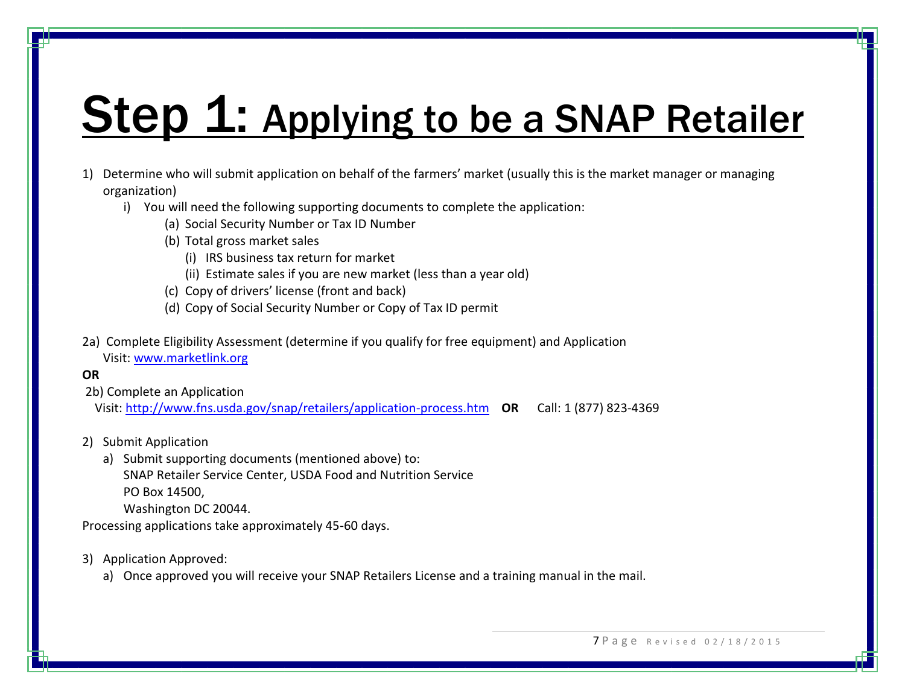# Step 1: Applying to be a SNAP Retailer

1) Determine who will submit application on behalf of the farmers' market (usually this is the market manager or managing organization)
   i) You will need the following supporting documents to complete the application:
      (a) Social Security Number or Tax ID Number
      (b) Total gross market sales
         (i) IRS business tax return for market
         (ii) Estimate sales if you are new market (less than a year old)
      (c) Copy of drivers' license (front and back)
      (d) Copy of Social Security Number or Copy of Tax ID permit

2a) Complete Eligibility Assessment (determine if you qualify for free equipment) and Application
Visit: [www.marketlink.org](www.marketlink.org)

**OR**

2b) Complete an Application
Visit: [http://www.fns.usda.gov/snap/retailers/application-process.htm](http://www.fns.usda.gov/snap/retailers/application-process.htm) **OR** Call: 1 (877) 823-4369

2) Submit Application
   a) Submit supporting documents (mentioned above) to:
      SNAP Retailer Service Center, USDA Food and Nutrition Service
      PO Box 14500,
      Washington DC 20044.

Processing applications take approximately 45-60 days.

3) Application Approved:
   a) Once approved you will receive your SNAP Retailers License and a training manual in the mail.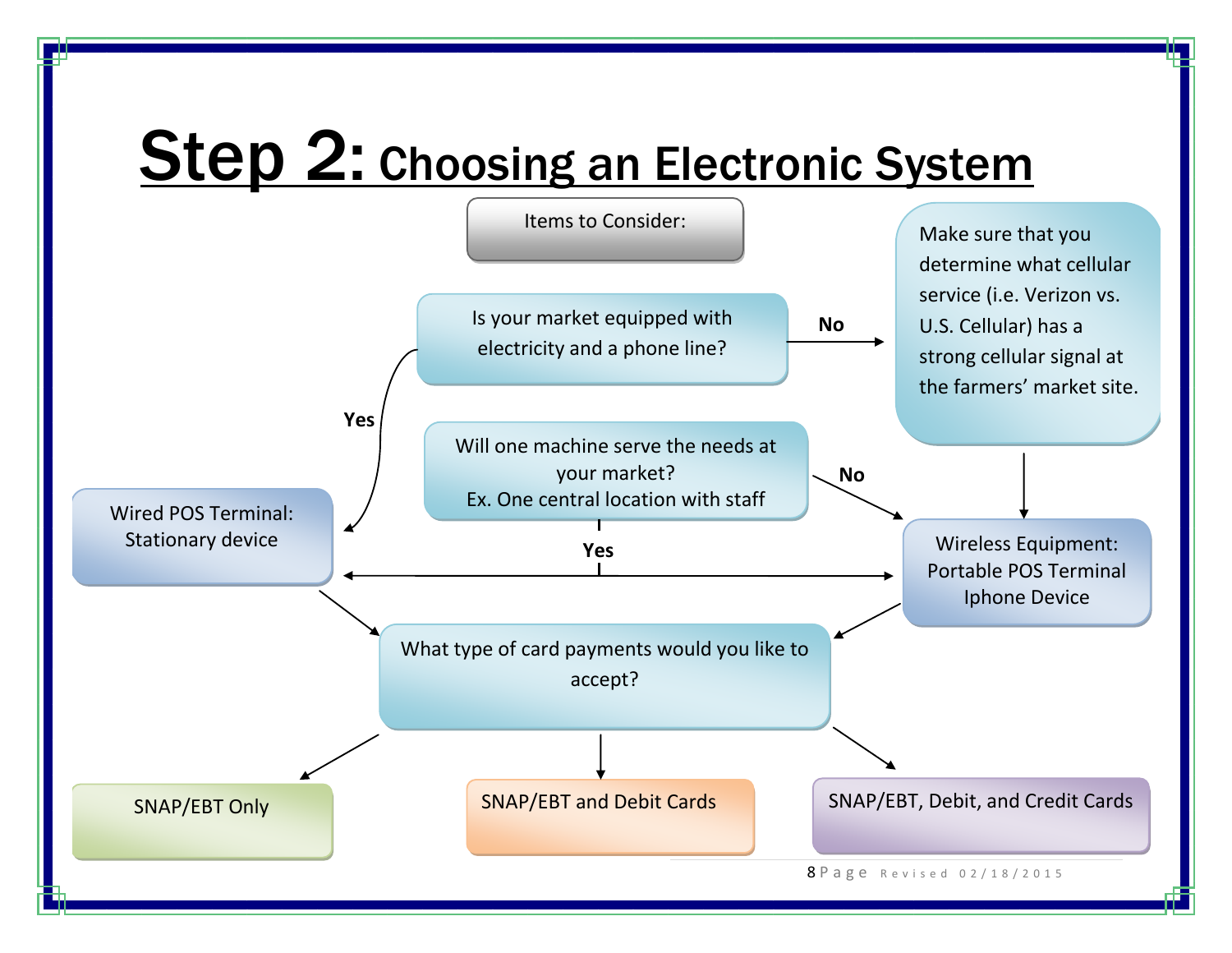# Step 2: Choosing an Electronic System

**Items to Consider:**

- **Is your market equipped with electricity and a phone line?**
  - **Yes** → Wired POS Terminal: Stationary device
  - **No** → Make sure that you determine what cellular service (i.e. Verizon vs. U.S. Cellular) has a strong cellular signal at the farmers' market site. → Wireless Equipment: Portable POS Terminal Iphone Device

- **Will one machine serve the needs at your market?** Ex. One central location with staff
  - **Yes** → Wired POS Terminal: Stationary device or Wireless Equipment: Portable POS Terminal Iphone Device
  - **No** → Wireless Equipment: Portable POS Terminal Iphone Device

- Wired POS Terminal: Stationary device / Wireless Equipment: Portable POS Terminal Iphone Device → **What type of card payments would you like to accept?**
  - SNAP/EBT Only
  - SNAP/EBT and Debit Cards
  - SNAP/EBT, Debit, and Credit Cards

Revised 02/18/2015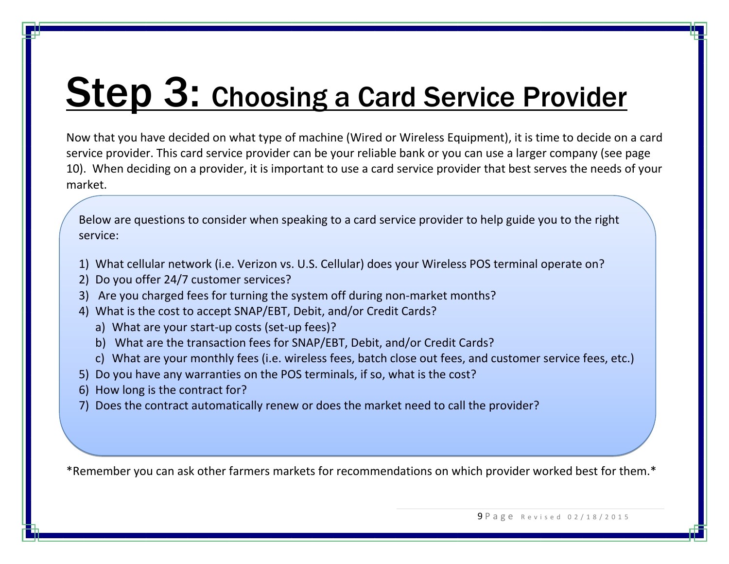# Step 3: Choosing a Card Service Provider

Now that you have decided on what type of machine (Wired or Wireless Equipment), it is time to decide on a card service provider. This card service provider can be your reliable bank or you can use a larger company (see page 10). When deciding on a provider, it is important to use a card service provider that best serves the needs of your market.

Below are questions to consider when speaking to a card service provider to help guide you to the right service:

1) What cellular network (i.e. Verizon vs. U.S. Cellular) does your Wireless POS terminal operate on?
2) Do you offer 24/7 customer services?
3) Are you charged fees for turning the system off during non-market months?
4) What is the cost to accept SNAP/EBT, Debit, and/or Credit Cards?
   a) What are your start-up costs (set-up fees)?
   b) What are the transaction fees for SNAP/EBT, Debit, and/or Credit Cards?
   c) What are your monthly fees (i.e. wireless fees, batch close out fees, and customer service fees, etc.)
5) Do you have any warranties on the POS terminals, if so, what is the cost?
6) How long is the contract for?
7) Does the contract automatically renew or does the market need to call the provider?

*Remember you can ask other farmers markets for recommendations on which provider worked best for them.*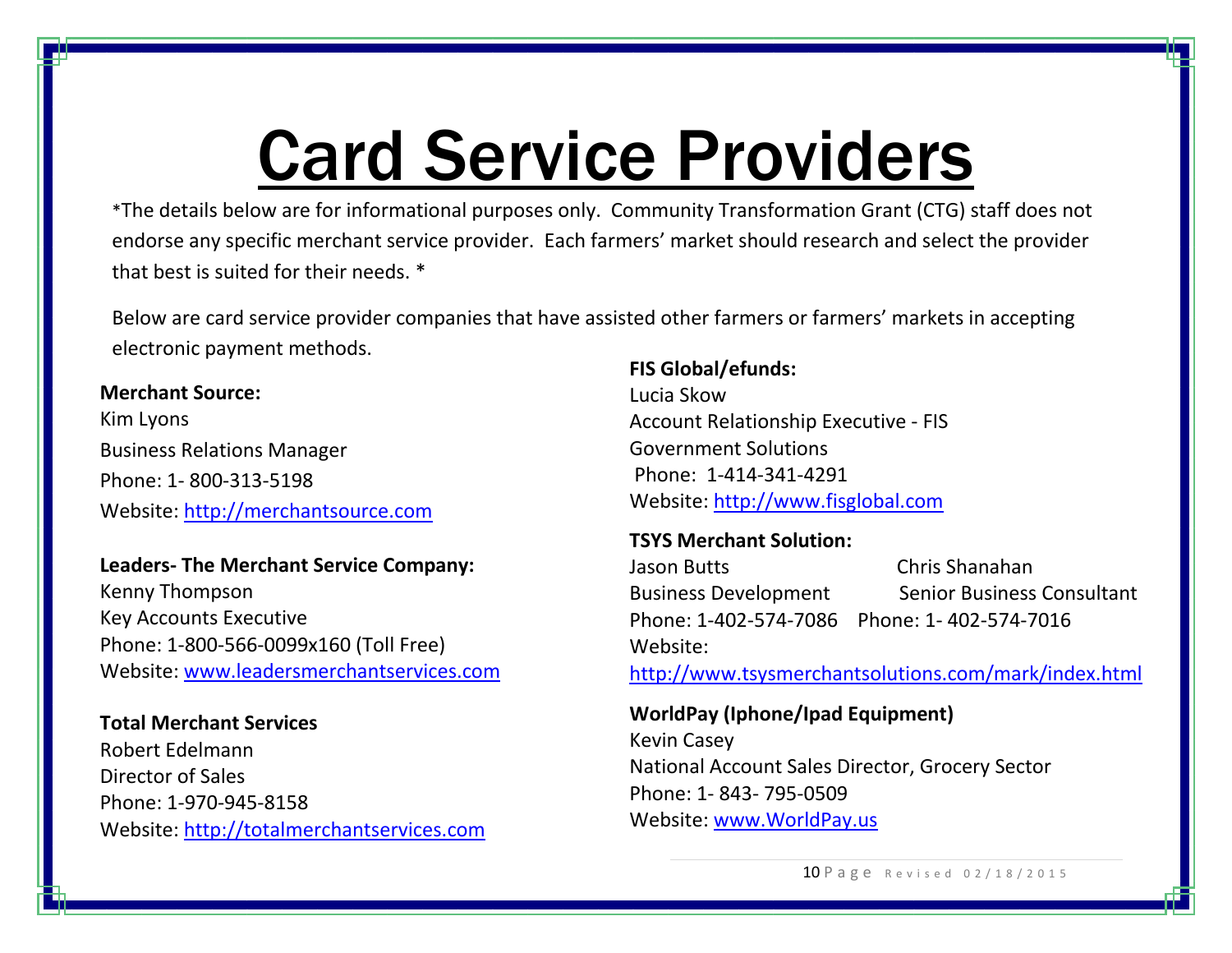# Card Service Providers

*The details below are for informational purposes only. Community Transformation Grant (CTG) staff does not endorse any specific merchant service provider. Each farmers' market should research and select the provider that best is suited for their needs. *

Below are card service provider companies that have assisted other farmers or farmers' markets in accepting electronic payment methods.

**Merchant Source:**
Kim Lyons
Business Relations Manager
Phone: 1- 800-313-5198
Website: http://merchantsource.com

**Leaders- The Merchant Service Company:**
Kenny Thompson
Key Accounts Executive
Phone: 1-800-566-0099x160 (Toll Free)
Website: www.leadersmerchantservices.com

**Total Merchant Services**
Robert Edelmann
Director of Sales
Phone: 1-970-945-8158
Website: http://totalmerchantservices.com

**FIS Global/efunds:**
Lucia Skow
Account Relationship Executive - FIS Government Solutions
Phone: 1-414-341-4291
Website: http://www.fisglobal.com

**TSYS Merchant Solution:**

Jason Butts
Business Development
Phone: 1-402-574-7086

Chris Shanahan
Senior Business Consultant
Phone: 1- 402-574-7016

Website: http://www.tsysmerchantsolutions.com/mark/index.html

**WorldPay (Iphone/Ipad Equipment)**
Kevin Casey
National Account Sales Director, Grocery Sector
Phone: 1- 843- 795-0509
Website: www.WorldPay.us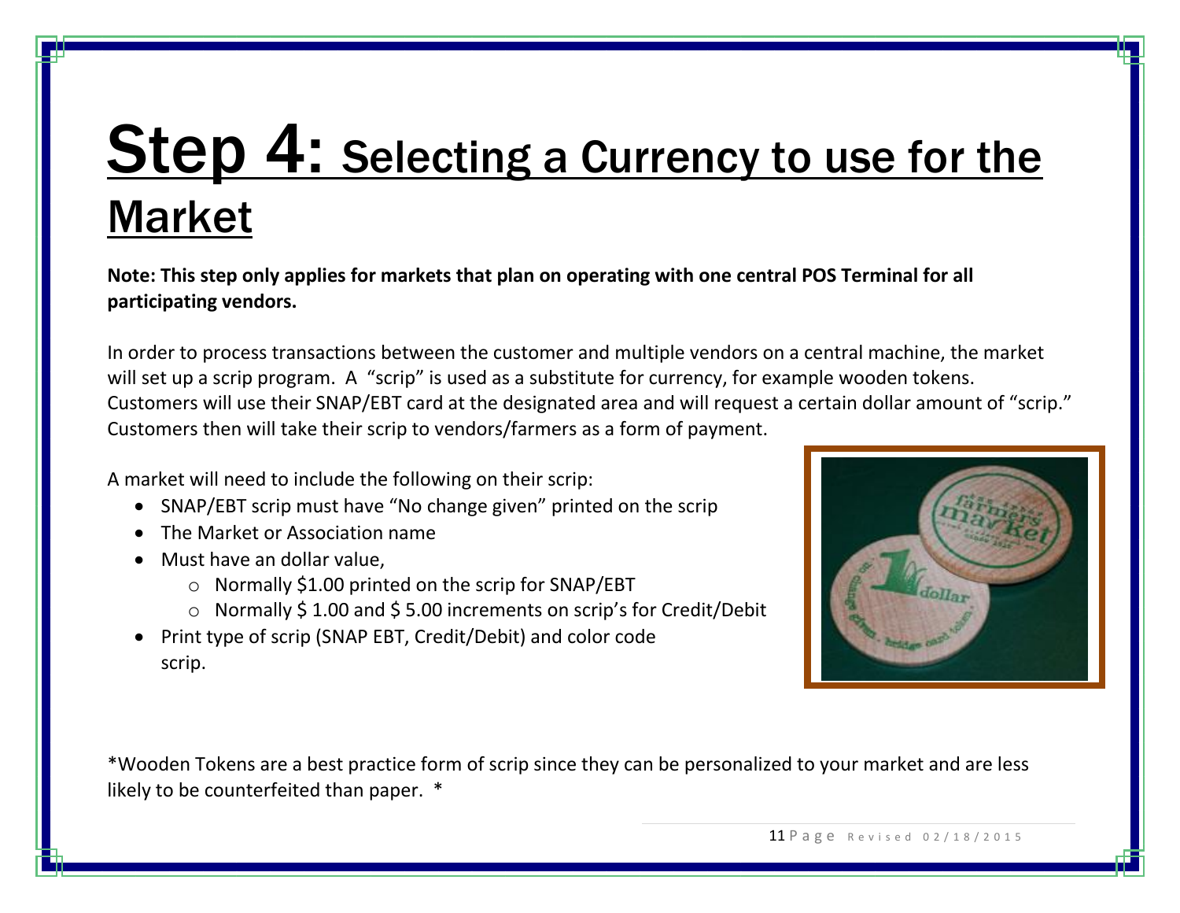# Step 4: Selecting a Currency to use for the Market

**Note: This step only applies for markets that plan on operating with one central POS Terminal for all participating vendors.**

In order to process transactions between the customer and multiple vendors on a central machine, the market will set up a scrip program. A "scrip" is used as a substitute for currency, for example wooden tokens. Customers will use their SNAP/EBT card at the designated area and will request a certain dollar amount of "scrip." Customers then will take their scrip to vendors/farmers as a form of payment.

A market will need to include the following on their scrip:

- SNAP/EBT scrip must have "No change given" printed on the scrip
- The Market or Association name
- Must have an dollar value,
  - Normally $1.00 printed on the scrip for SNAP/EBT
  - Normally $ 1.00 and $ 5.00 increments on scrip's for Credit/Debit
- Print type of scrip (SNAP EBT, Credit/Debit) and color code scrip.

*Wooden Tokens are a best practice form of scrip since they can be personalized to your market and are less likely to be counterfeited than paper. *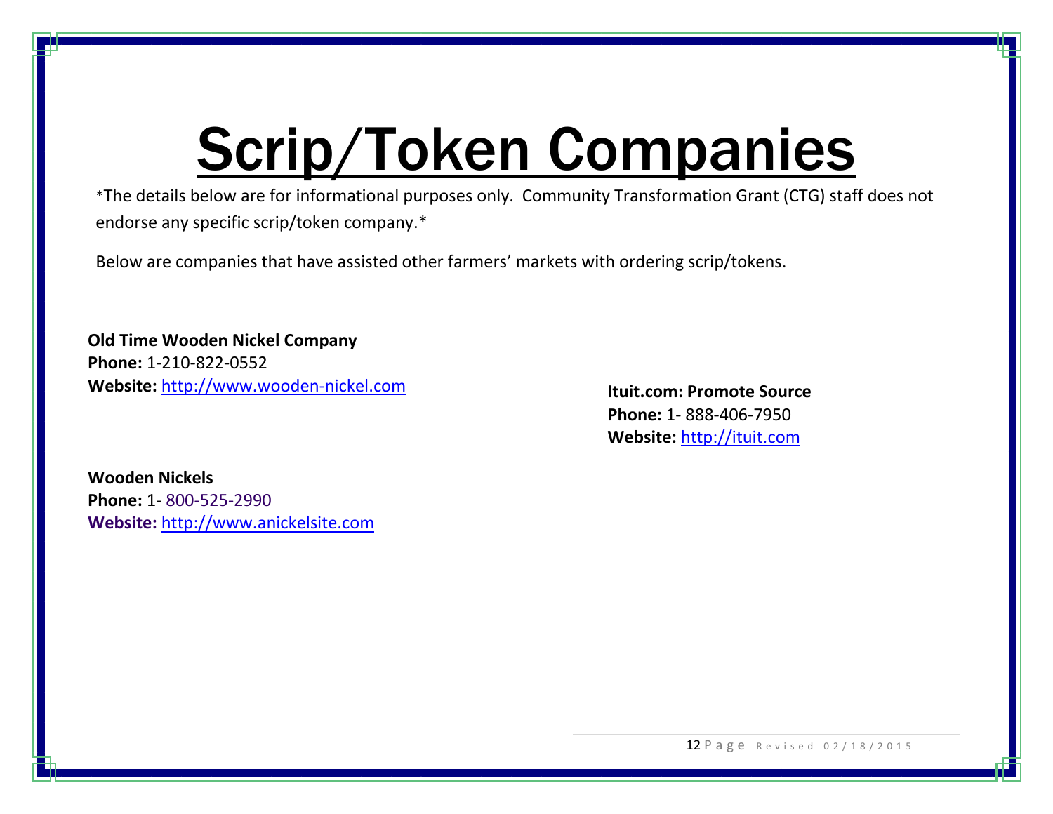# Scrip/Token Companies

*The details below are for informational purposes only. Community Transformation Grant (CTG) staff does not endorse any specific scrip/token company.*

Below are companies that have assisted other farmers' markets with ordering scrip/tokens.

**Old Time Wooden Nickel Company**
**Phone:** 1-210-822-0552
**Website:** http://www.wooden-nickel.com

**Wooden Nickels**
**Phone:** 1- 800-525-2990
**Website:** http://www.anickelsite.com

**Ituit.com: Promote Source**
**Phone:** 1- 888-406-7950
**Website:** http://ituit.com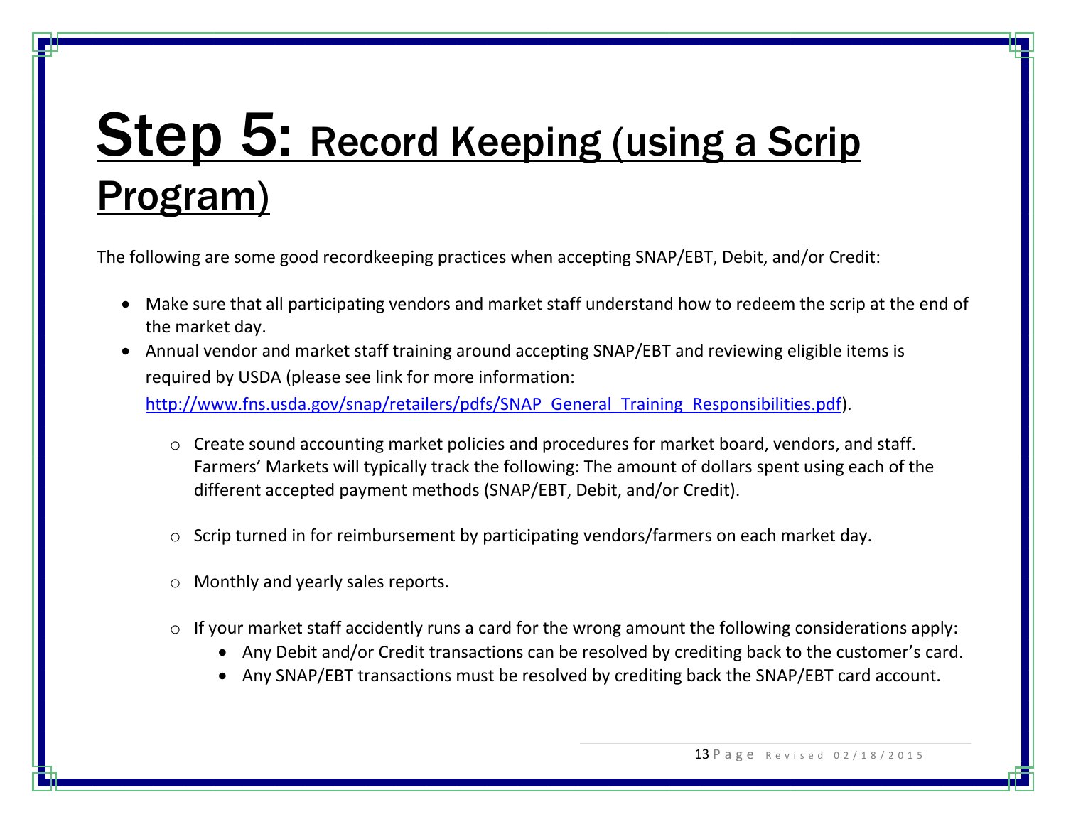# Step 5: Record Keeping (using a Scrip Program)

The following are some good recordkeeping practices when accepting SNAP/EBT, Debit, and/or Credit:

- Make sure that all participating vendors and market staff understand how to redeem the scrip at the end of the market day.
- Annual vendor and market staff training around accepting SNAP/EBT and reviewing eligible items is required by USDA (please see link for more information: http://www.fns.usda.gov/snap/retailers/pdfs/SNAP_General_Training_Responsibilities.pdf).
    - Create sound accounting market policies and procedures for market board, vendors, and staff. Farmers' Markets will typically track the following: The amount of dollars spent using each of the different accepted payment methods (SNAP/EBT, Debit, and/or Credit).
    - Scrip turned in for reimbursement by participating vendors/farmers on each market day.
    - Monthly and yearly sales reports.
    - If your market staff accidently runs a card for the wrong amount the following considerations apply:
        - Any Debit and/or Credit transactions can be resolved by crediting back to the customer's card.
        - Any SNAP/EBT transactions must be resolved by crediting back the SNAP/EBT card account.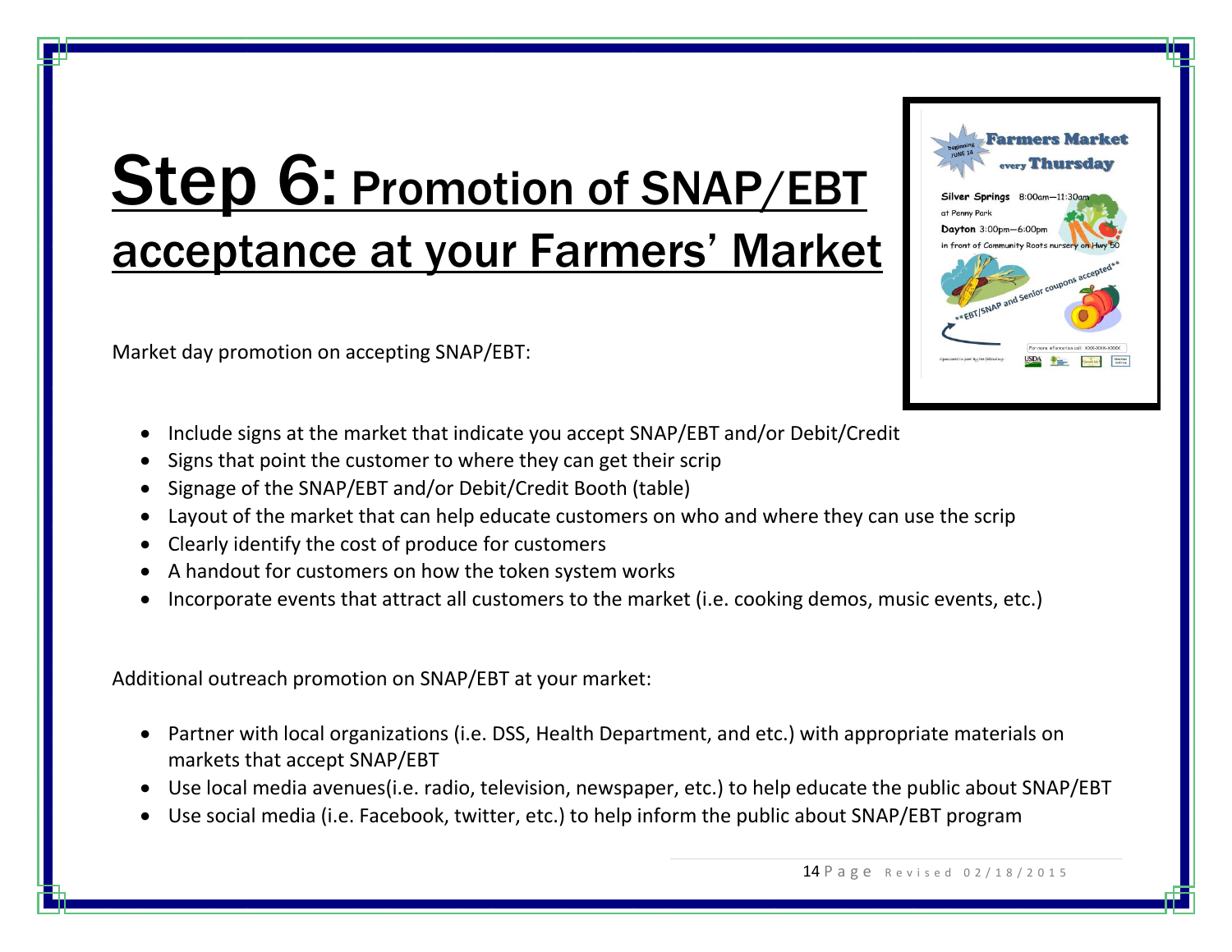# Step 6: Promotion of SNAP/EBT acceptance at your Farmers' Market

Market day promotion on accepting SNAP/EBT:

- Include signs at the market that indicate you accept SNAP/EBT and/or Debit/Credit
- Signs that point the customer to where they can get their scrip
- Signage of the SNAP/EBT and/or Debit/Credit Booth (table)
- Layout of the market that can help educate customers on who and where they can use the scrip
- Clearly identify the cost of produce for customers
- A handout for customers on how the token system works
- Incorporate events that attract all customers to the market (i.e. cooking demos, music events, etc.)

Additional outreach promotion on SNAP/EBT at your market:

- Partner with local organizations (i.e. DSS, Health Department, and etc.) with appropriate materials on markets that accept SNAP/EBT
- Use local media avenues(i.e. radio, television, newspaper, etc.) to help educate the public about SNAP/EBT
- Use social media (i.e. Facebook, twitter, etc.) to help inform the public about SNAP/EBT program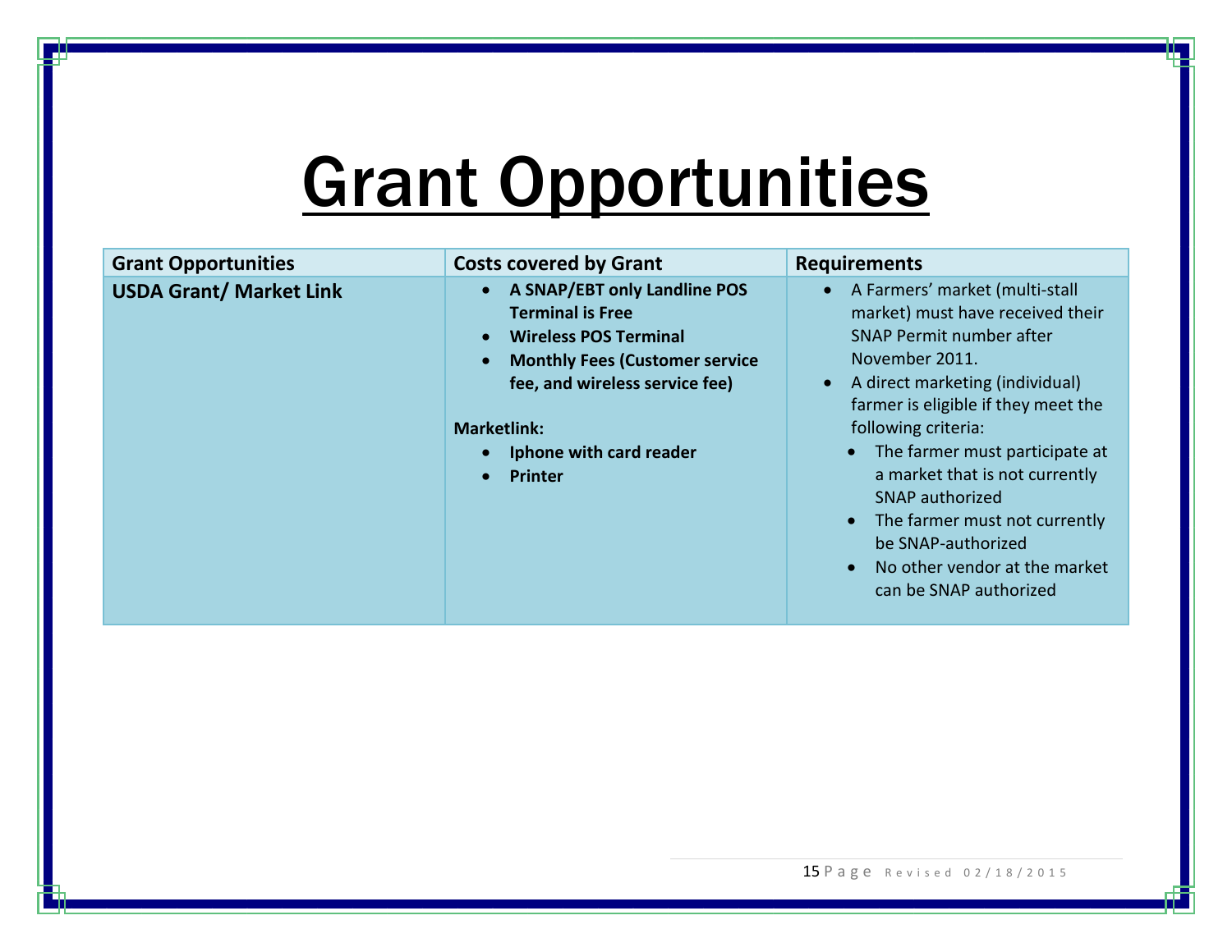# Grant Opportunities

| Grant Opportunities | Costs covered by Grant | Requirements |
|---|---|---|
| **USDA Grant/ Market Link** | • **A SNAP/EBT only Landline POS Terminal is Free**<br>• **Wireless POS Terminal**<br>• **Monthly Fees (Customer service fee, and wireless service fee)**<br><br>**Marketlink:**<br>• **Iphone with card reader**<br>• **Printer** | • A Farmers' market (multi-stall market) must have received their SNAP Permit number after November 2011.<br>• A direct marketing (individual) farmer is eligible if they meet the following criteria:<br>&nbsp;&nbsp;&nbsp;&nbsp;• The farmer must participate at a market that is not currently SNAP authorized<br>&nbsp;&nbsp;&nbsp;&nbsp;• The farmer must not currently be SNAP-authorized<br>&nbsp;&nbsp;&nbsp;&nbsp;• No other vendor at the market can be SNAP authorized |

Revised 02/18/2015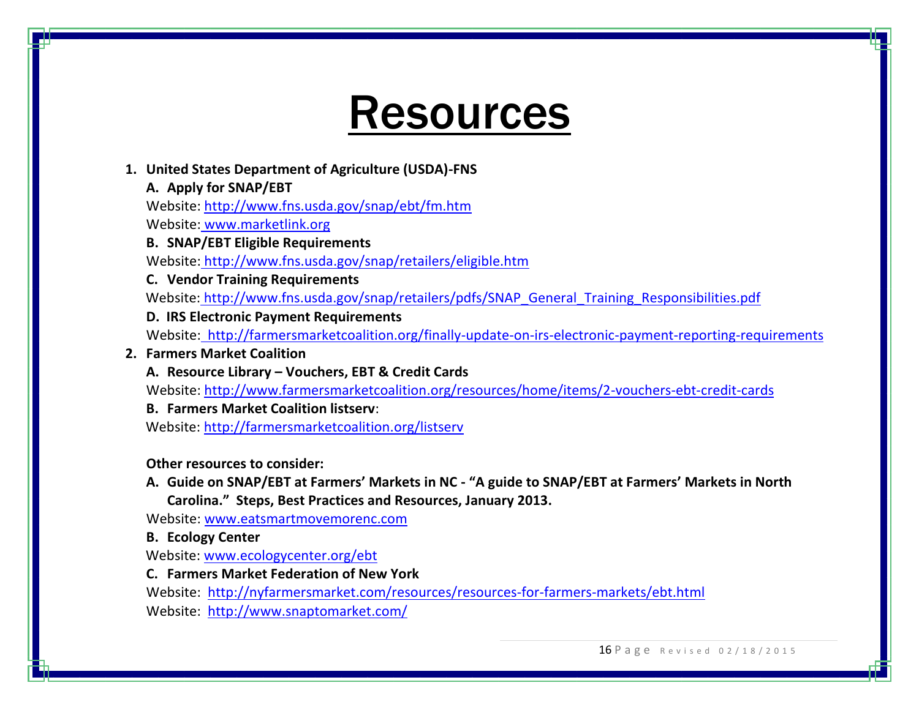# Resources

1. **United States Department of Agriculture (USDA)-FNS**
   - **A. Apply for SNAP/EBT**

     Website: http://www.fns.usda.gov/snap/ebt/fm.htm

     Website: www.marketlink.org
   - **B. SNAP/EBT Eligible Requirements**

     Website: http://www.fns.usda.gov/snap/retailers/eligible.htm
   - **C. Vendor Training Requirements**

     Website: http://www.fns.usda.gov/snap/retailers/pdfs/SNAP_General_Training_Responsibilities.pdf
   - **D. IRS Electronic Payment Requirements**

     Website: http://farmersmarketcoalition.org/finally-update-on-irs-electronic-payment-reporting-requirements
2. **Farmers Market Coalition**
   - **A. Resource Library – Vouchers, EBT & Credit Cards**

     Website: http://www.farmersmarketcoalition.org/resources/home/items/2-vouchers-ebt-credit-cards
   - **B. Farmers Market Coalition listserv**:

     Website: http://farmersmarketcoalition.org/listserv

**Other resources to consider:**

- **A. Guide on SNAP/EBT at Farmers' Markets in NC - "A guide to SNAP/EBT at Farmers' Markets in North Carolina." Steps, Best Practices and Resources, January 2013.**

  Website: www.eatsmartmovemorenc.com
- **B. Ecology Center**

  Website: www.ecologycenter.org/ebt
- **C. Farmers Market Federation of New York**

  Website: http://nyfarmersmarket.com/resources/resources-for-farmers-markets/ebt.html

  Website: http://www.snaptomarket.com/